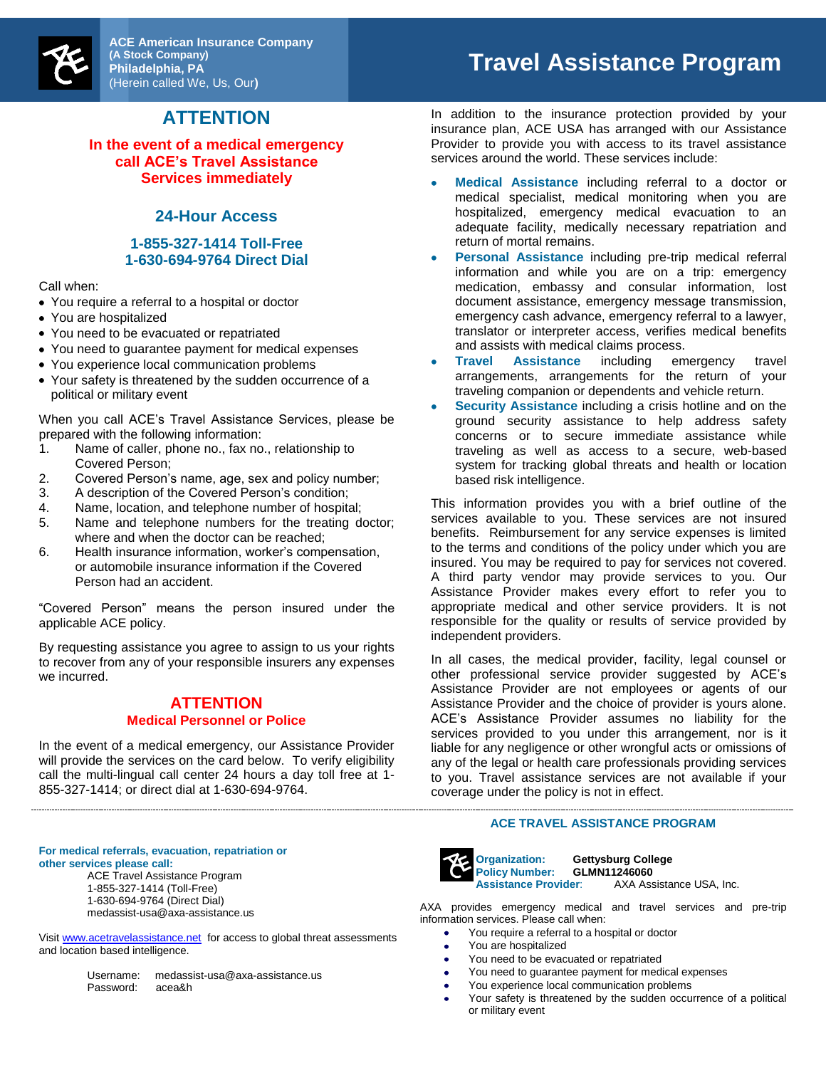**ACE American Insurance Company**
**(A Stock Company)**
**Philadelphia, PA**
(Herein called We, Us, Our**)**

# Travel Assistance Program

## ATTENTION

**In the event of a medical emergency call ACE's Travel Assistance Services immediately**

### 24-Hour Access

**1-855-327-1414 Toll-Free**
**1-630-694-9764 Direct Dial**

Call when:

- You require a referral to a hospital or doctor
- You are hospitalized
- You need to be evacuated or repatriated
- You need to guarantee payment for medical expenses
- You experience local communication problems
- Your safety is threatened by the sudden occurrence of a political or military event

When you call ACE's Travel Assistance Services, please be prepared with the following information:

1. Name of caller, phone no., fax no., relationship to Covered Person;
2. Covered Person's name, age, sex and policy number;
3. A description of the Covered Person's condition;
4. Name, location, and telephone number of hospital;
5. Name and telephone numbers for the treating doctor; where and when the doctor can be reached;
6. Health insurance information, worker's compensation, or automobile insurance information if the Covered Person had an accident.

"Covered Person" means the person insured under the applicable ACE policy.

By requesting assistance you agree to assign to us your rights to recover from any of your responsible insurers any expenses we incurred.

## ATTENTION

**Medical Personnel or Police**

In the event of a medical emergency, our Assistance Provider will provide the services on the card below. To verify eligibility call the multi-lingual call center 24 hours a day toll free at 1-855-327-1414; or direct dial at 1-630-694-9764.

In addition to the insurance protection provided by your insurance plan, ACE USA has arranged with our Assistance Provider to provide you with access to its travel assistance services around the world. These services include:

- **Medical Assistance** including referral to a doctor or medical specialist, medical monitoring when you are hospitalized, emergency medical evacuation to an adequate facility, medically necessary repatriation and return of mortal remains.
- **Personal Assistance** including pre-trip medical referral information and while you are on a trip: emergency medication, embassy and consular information, lost document assistance, emergency message transmission, emergency cash advance, emergency referral to a lawyer, translator or interpreter access, verifies medical benefits and assists with medical claims process.
- **Travel Assistance** including emergency travel arrangements, arrangements for the return of your traveling companion or dependents and vehicle return.
- **Security Assistance** including a crisis hotline and on the ground security assistance to help address safety concerns or to secure immediate assistance while traveling as well as access to a secure, web-based system for tracking global threats and health or location based risk intelligence.

This information provides you with a brief outline of the services available to you. These services are not insured benefits. Reimbursement for any service expenses is limited to the terms and conditions of the policy under which you are insured. You may be required to pay for services not covered. A third party vendor may provide services to you. Our Assistance Provider makes every effort to refer you to appropriate medical and other service providers. It is not responsible for the quality or results of service provided by independent providers.

In all cases, the medical provider, facility, legal counsel or other professional service provider suggested by ACE's Assistance Provider are not employees or agents of our Assistance Provider and the choice of provider is yours alone. ACE's Assistance Provider assumes no liability for the services provided to you under this arrangement, nor is it liable for any negligence or other wrongful acts or omissions of any of the legal or health care professionals providing services to you. Travel assistance services are not available if your coverage under the policy is not in effect.

---

**For medical referrals, evacuation, repatriation or other services please call:**

ACE Travel Assistance Program
1-855-327-1414 (Toll-Free)
1-630-694-9764 (Direct Dial)
medassist-usa@axa-assistance.us

Visit www.acetravelassistance.net for access to global threat assessments and location based intelligence.

Username: medassist-usa@axa-assistance.us
Password: acea&h

**ACE TRAVEL ASSISTANCE PROGRAM**

**Organization:** **Gettysburg College**
**Policy Number:** **GLMN11246060**
**Assistance Provider**: AXA Assistance USA, Inc.

AXA provides emergency medical and travel services and pre-trip information services. Please call when:

- You require a referral to a hospital or doctor
- You are hospitalized
- You need to be evacuated or repatriated
- You need to guarantee payment for medical expenses
- You experience local communication problems
- Your safety is threatened by the sudden occurrence of a political or military event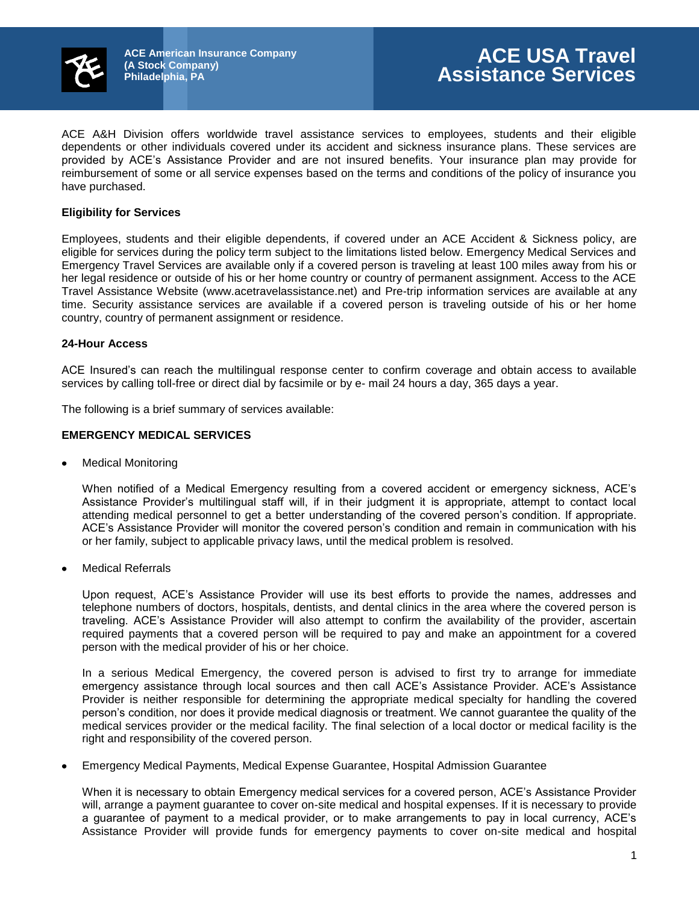ACE American Insurance Company
(A Stock Company)
Philadelphia, PA

# ACE USA Travel Assistance Services

ACE A&H Division offers worldwide travel assistance services to employees, students and their eligible dependents or other individuals covered under its accident and sickness insurance plans. These services are provided by ACE's Assistance Provider and are not insured benefits. Your insurance plan may provide for reimbursement of some or all service expenses based on the terms and conditions of the policy of insurance you have purchased.

**Eligibility for Services**

Employees, students and their eligible dependents, if covered under an ACE Accident & Sickness policy, are eligible for services during the policy term subject to the limitations listed below. Emergency Medical Services and Emergency Travel Services are available only if a covered person is traveling at least 100 miles away from his or her legal residence or outside of his or her home country or country of permanent assignment. Access to the ACE Travel Assistance Website (www.acetravelassistance.net) and Pre-trip information services are available at any time. Security assistance services are available if a covered person is traveling outside of his or her home country, country of permanent assignment or residence.

**24-Hour Access**

ACE Insured's can reach the multilingual response center to confirm coverage and obtain access to available services by calling toll-free or direct dial by facsimile or by e- mail 24 hours a day, 365 days a year.

The following is a brief summary of services available:

**EMERGENCY MEDICAL SERVICES**

- Medical Monitoring

  When notified of a Medical Emergency resulting from a covered accident or emergency sickness, ACE's Assistance Provider's multilingual staff will, if in their judgment it is appropriate, attempt to contact local attending medical personnel to get a better understanding of the covered person's condition. If appropriate. ACE's Assistance Provider will monitor the covered person's condition and remain in communication with his or her family, subject to applicable privacy laws, until the medical problem is resolved.

- Medical Referrals

  Upon request, ACE's Assistance Provider will use its best efforts to provide the names, addresses and telephone numbers of doctors, hospitals, dentists, and dental clinics in the area where the covered person is traveling. ACE's Assistance Provider will also attempt to confirm the availability of the provider, ascertain required payments that a covered person will be required to pay and make an appointment for a covered person with the medical provider of his or her choice.

  In a serious Medical Emergency, the covered person is advised to first try to arrange for immediate emergency assistance through local sources and then call ACE's Assistance Provider. ACE's Assistance Provider is neither responsible for determining the appropriate medical specialty for handling the covered person's condition, nor does it provide medical diagnosis or treatment. We cannot guarantee the quality of the medical services provider or the medical facility. The final selection of a local doctor or medical facility is the right and responsibility of the covered person.

- Emergency Medical Payments, Medical Expense Guarantee, Hospital Admission Guarantee

  When it is necessary to obtain Emergency medical services for a covered person, ACE's Assistance Provider will, arrange a payment guarantee to cover on-site medical and hospital expenses. If it is necessary to provide a guarantee of payment to a medical provider, or to make arrangements to pay in local currency, ACE's Assistance Provider will provide funds for emergency payments to cover on-site medical and hospital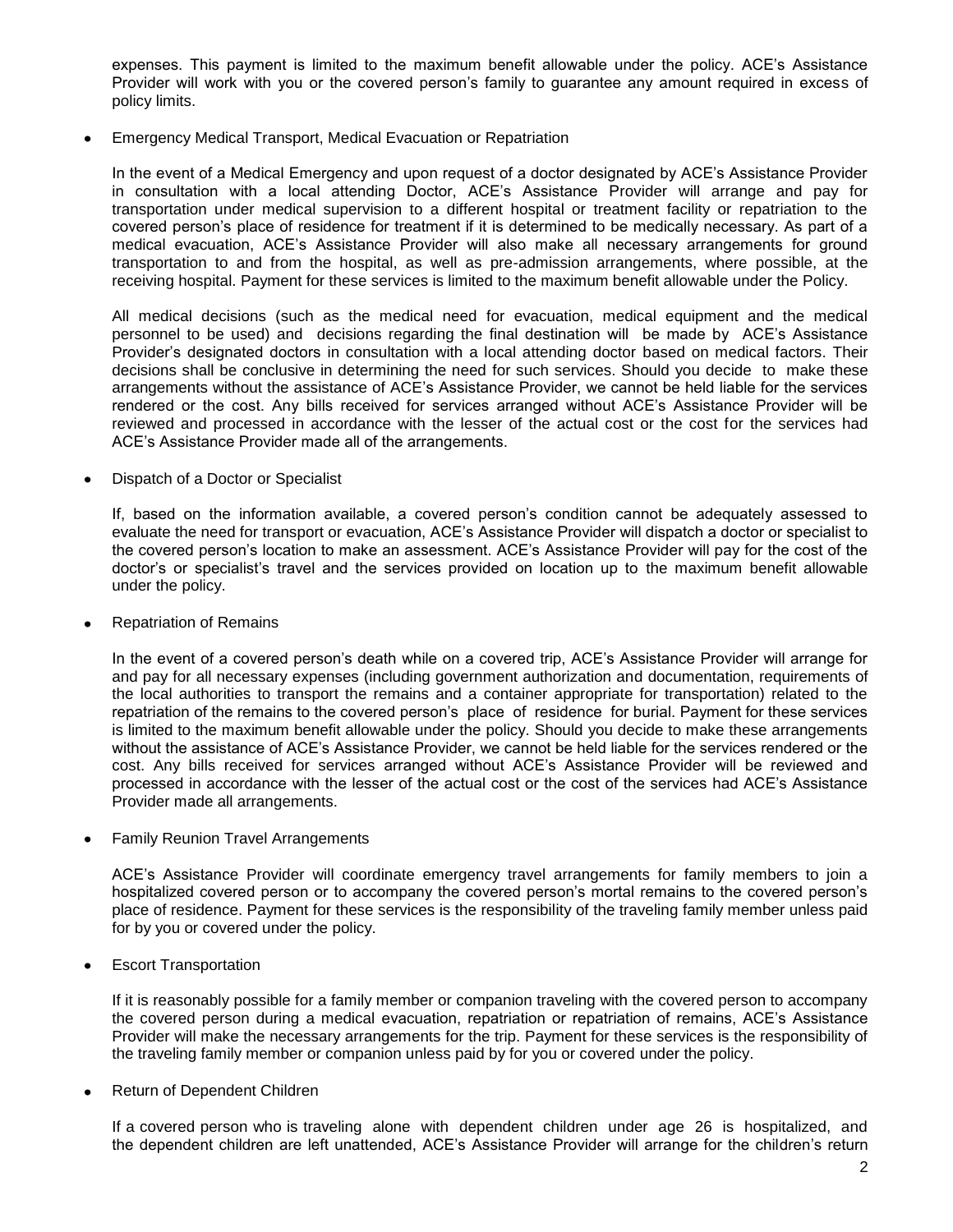expenses. This payment is limited to the maximum benefit allowable under the policy. ACE's Assistance Provider will work with you or the covered person's family to guarantee any amount required in excess of policy limits.

- Emergency Medical Transport, Medical Evacuation or Repatriation

  In the event of a Medical Emergency and upon request of a doctor designated by ACE's Assistance Provider in consultation with a local attending Doctor, ACE's Assistance Provider will arrange and pay for transportation under medical supervision to a different hospital or treatment facility or repatriation to the covered person's place of residence for treatment if it is determined to be medically necessary. As part of a medical evacuation, ACE's Assistance Provider will also make all necessary arrangements for ground transportation to and from the hospital, as well as pre-admission arrangements, where possible, at the receiving hospital. Payment for these services is limited to the maximum benefit allowable under the Policy.

  All medical decisions (such as the medical need for evacuation, medical equipment and the medical personnel to be used) and decisions regarding the final destination will be made by ACE's Assistance Provider's designated doctors in consultation with a local attending doctor based on medical factors. Their decisions shall be conclusive in determining the need for such services. Should you decide to make these arrangements without the assistance of ACE's Assistance Provider, we cannot be held liable for the services rendered or the cost. Any bills received for services arranged without ACE's Assistance Provider will be reviewed and processed in accordance with the lesser of the actual cost or the cost for the services had ACE's Assistance Provider made all of the arrangements.

- Dispatch of a Doctor or Specialist

  If, based on the information available, a covered person's condition cannot be adequately assessed to evaluate the need for transport or evacuation, ACE's Assistance Provider will dispatch a doctor or specialist to the covered person's location to make an assessment. ACE's Assistance Provider will pay for the cost of the doctor's or specialist's travel and the services provided on location up to the maximum benefit allowable under the policy.

- Repatriation of Remains

  In the event of a covered person's death while on a covered trip, ACE's Assistance Provider will arrange for and pay for all necessary expenses (including government authorization and documentation, requirements of the local authorities to transport the remains and a container appropriate for transportation) related to the repatriation of the remains to the covered person's place of residence for burial. Payment for these services is limited to the maximum benefit allowable under the policy. Should you decide to make these arrangements without the assistance of ACE's Assistance Provider, we cannot be held liable for the services rendered or the cost. Any bills received for services arranged without ACE's Assistance Provider will be reviewed and processed in accordance with the lesser of the actual cost or the cost of the services had ACE's Assistance Provider made all arrangements.

- Family Reunion Travel Arrangements

  ACE's Assistance Provider will coordinate emergency travel arrangements for family members to join a hospitalized covered person or to accompany the covered person's mortal remains to the covered person's place of residence. Payment for these services is the responsibility of the traveling family member unless paid for by you or covered under the policy.

- Escort Transportation

  If it is reasonably possible for a family member or companion traveling with the covered person to accompany the covered person during a medical evacuation, repatriation or repatriation of remains, ACE's Assistance Provider will make the necessary arrangements for the trip. Payment for these services is the responsibility of the traveling family member or companion unless paid by for you or covered under the policy.

- Return of Dependent Children

  If a covered person who is traveling alone with dependent children under age 26 is hospitalized, and the dependent children are left unattended, ACE's Assistance Provider will arrange for the children's return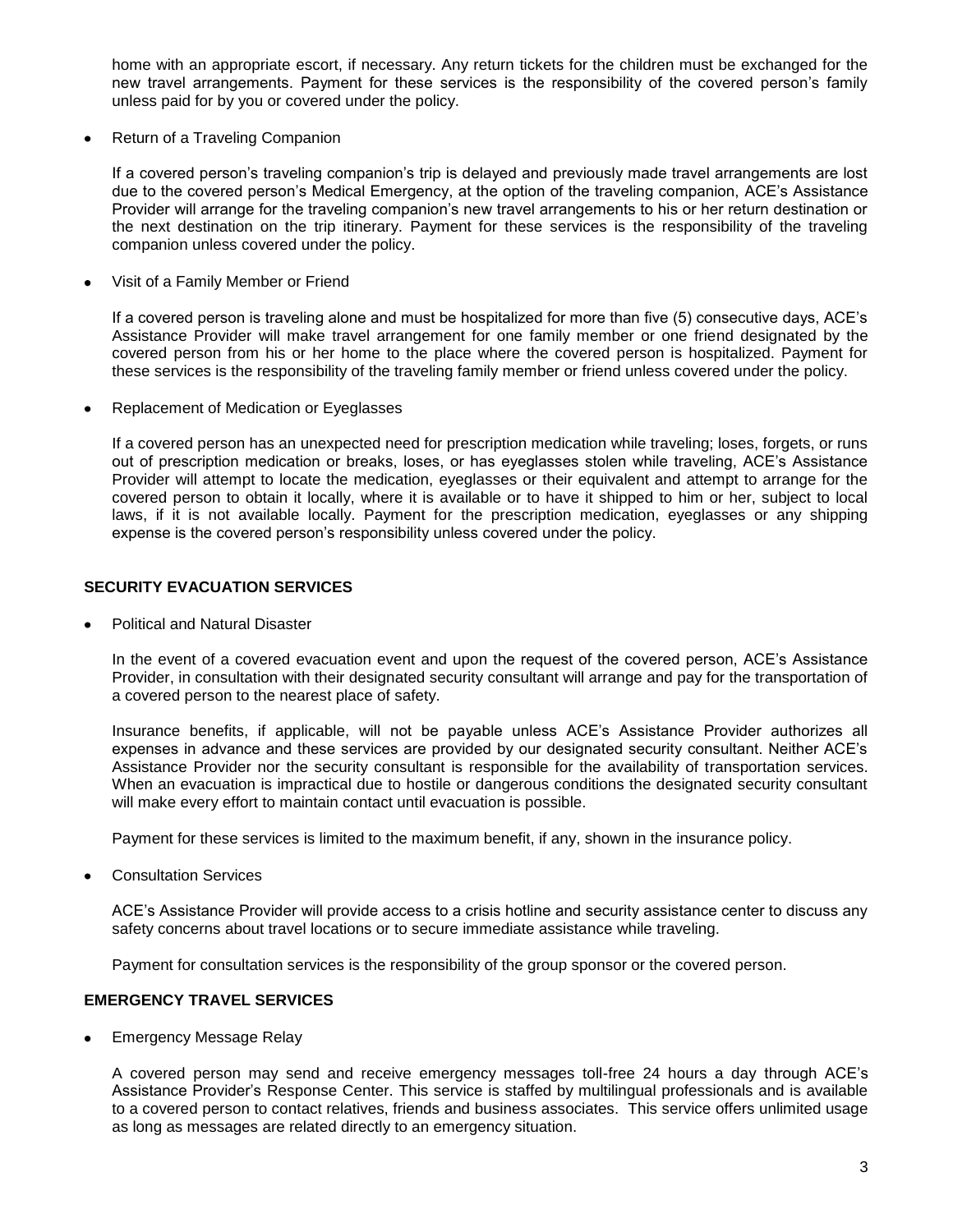home with an appropriate escort, if necessary. Any return tickets for the children must be exchanged for the new travel arrangements. Payment for these services is the responsibility of the covered person's family unless paid for by you or covered under the policy.

- Return of a Traveling Companion

  If a covered person's traveling companion's trip is delayed and previously made travel arrangements are lost due to the covered person's Medical Emergency, at the option of the traveling companion, ACE's Assistance Provider will arrange for the traveling companion's new travel arrangements to his or her return destination or the next destination on the trip itinerary. Payment for these services is the responsibility of the traveling companion unless covered under the policy.

- Visit of a Family Member or Friend

  If a covered person is traveling alone and must be hospitalized for more than five (5) consecutive days, ACE's Assistance Provider will make travel arrangement for one family member or one friend designated by the covered person from his or her home to the place where the covered person is hospitalized. Payment for these services is the responsibility of the traveling family member or friend unless covered under the policy.

- Replacement of Medication or Eyeglasses

  If a covered person has an unexpected need for prescription medication while traveling; loses, forgets, or runs out of prescription medication or breaks, loses, or has eyeglasses stolen while traveling, ACE's Assistance Provider will attempt to locate the medication, eyeglasses or their equivalent and attempt to arrange for the covered person to obtain it locally, where it is available or to have it shipped to him or her, subject to local laws, if it is not available locally. Payment for the prescription medication, eyeglasses or any shipping expense is the covered person's responsibility unless covered under the policy.

**SECURITY EVACUATION SERVICES**

- Political and Natural Disaster

  In the event of a covered evacuation event and upon the request of the covered person, ACE's Assistance Provider, in consultation with their designated security consultant will arrange and pay for the transportation of a covered person to the nearest place of safety.

  Insurance benefits, if applicable, will not be payable unless ACE's Assistance Provider authorizes all expenses in advance and these services are provided by our designated security consultant. Neither ACE's Assistance Provider nor the security consultant is responsible for the availability of transportation services. When an evacuation is impractical due to hostile or dangerous conditions the designated security consultant will make every effort to maintain contact until evacuation is possible.

  Payment for these services is limited to the maximum benefit, if any, shown in the insurance policy.

- Consultation Services

  ACE's Assistance Provider will provide access to a crisis hotline and security assistance center to discuss any safety concerns about travel locations or to secure immediate assistance while traveling.

  Payment for consultation services is the responsibility of the group sponsor or the covered person.

**EMERGENCY TRAVEL SERVICES**

- Emergency Message Relay

  A covered person may send and receive emergency messages toll-free 24 hours a day through ACE's Assistance Provider's Response Center. This service is staffed by multilingual professionals and is available to a covered person to contact relatives, friends and business associates. This service offers unlimited usage as long as messages are related directly to an emergency situation.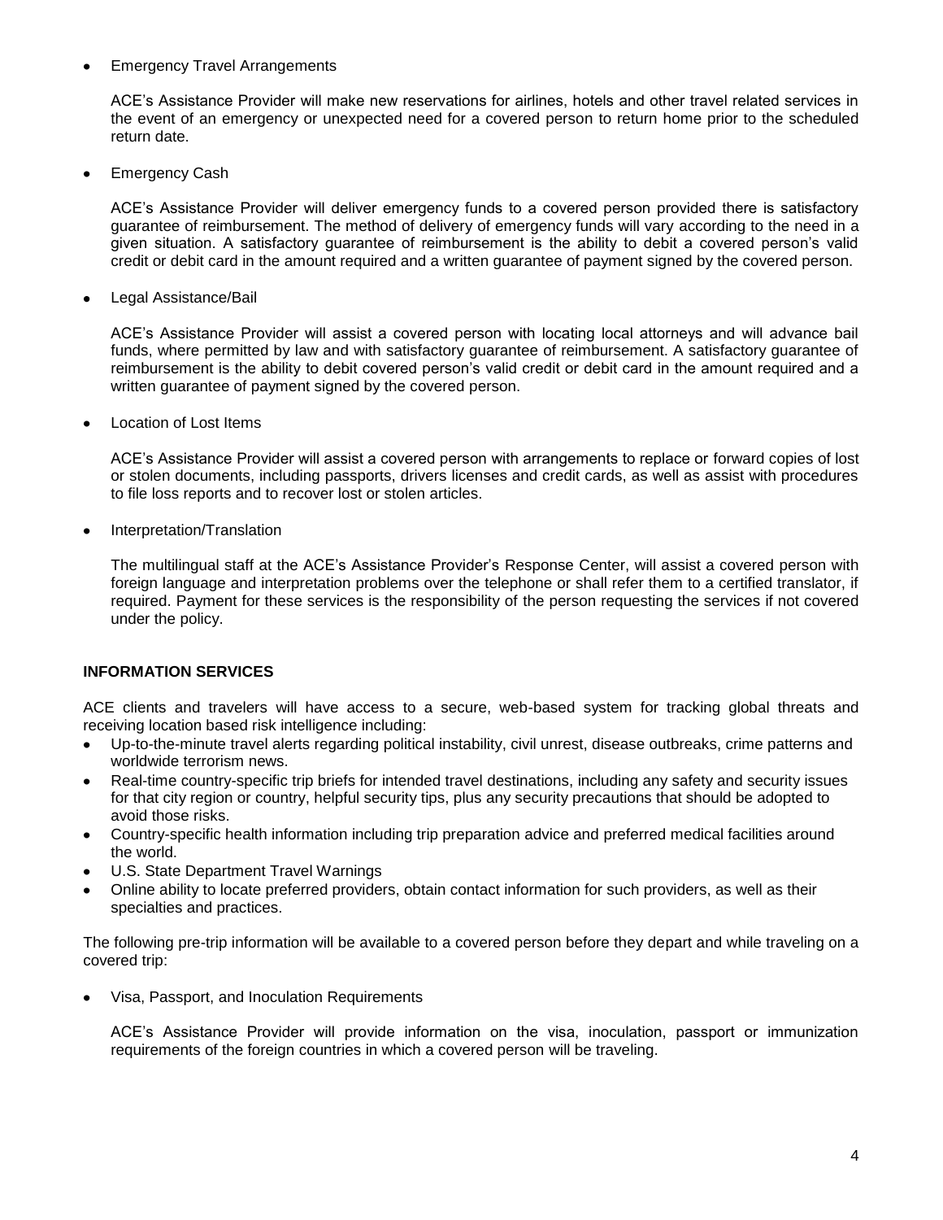- Emergency Travel Arrangements

  ACE's Assistance Provider will make new reservations for airlines, hotels and other travel related services in the event of an emergency or unexpected need for a covered person to return home prior to the scheduled return date.

- Emergency Cash

  ACE's Assistance Provider will deliver emergency funds to a covered person provided there is satisfactory guarantee of reimbursement. The method of delivery of emergency funds will vary according to the need in a given situation. A satisfactory guarantee of reimbursement is the ability to debit a covered person's valid credit or debit card in the amount required and a written guarantee of payment signed by the covered person.

- Legal Assistance/Bail

  ACE's Assistance Provider will assist a covered person with locating local attorneys and will advance bail funds, where permitted by law and with satisfactory guarantee of reimbursement. A satisfactory guarantee of reimbursement is the ability to debit covered person's valid credit or debit card in the amount required and a written guarantee of payment signed by the covered person.

- Location of Lost Items

  ACE's Assistance Provider will assist a covered person with arrangements to replace or forward copies of lost or stolen documents, including passports, drivers licenses and credit cards, as well as assist with procedures to file loss reports and to recover lost or stolen articles.

- Interpretation/Translation

  The multilingual staff at the ACE's Assistance Provider's Response Center, will assist a covered person with foreign language and interpretation problems over the telephone or shall refer them to a certified translator, if required. Payment for these services is the responsibility of the person requesting the services if not covered under the policy.

**INFORMATION SERVICES**

ACE clients and travelers will have access to a secure, web-based system for tracking global threats and receiving location based risk intelligence including:

- Up-to-the-minute travel alerts regarding political instability, civil unrest, disease outbreaks, crime patterns and worldwide terrorism news.
- Real-time country-specific trip briefs for intended travel destinations, including any safety and security issues for that city region or country, helpful security tips, plus any security precautions that should be adopted to avoid those risks.
- Country-specific health information including trip preparation advice and preferred medical facilities around the world.
- U.S. State Department Travel Warnings
- Online ability to locate preferred providers, obtain contact information for such providers, as well as their specialties and practices.

The following pre-trip information will be available to a covered person before they depart and while traveling on a covered trip:

- Visa, Passport, and Inoculation Requirements

  ACE's Assistance Provider will provide information on the visa, inoculation, passport or immunization requirements of the foreign countries in which a covered person will be traveling.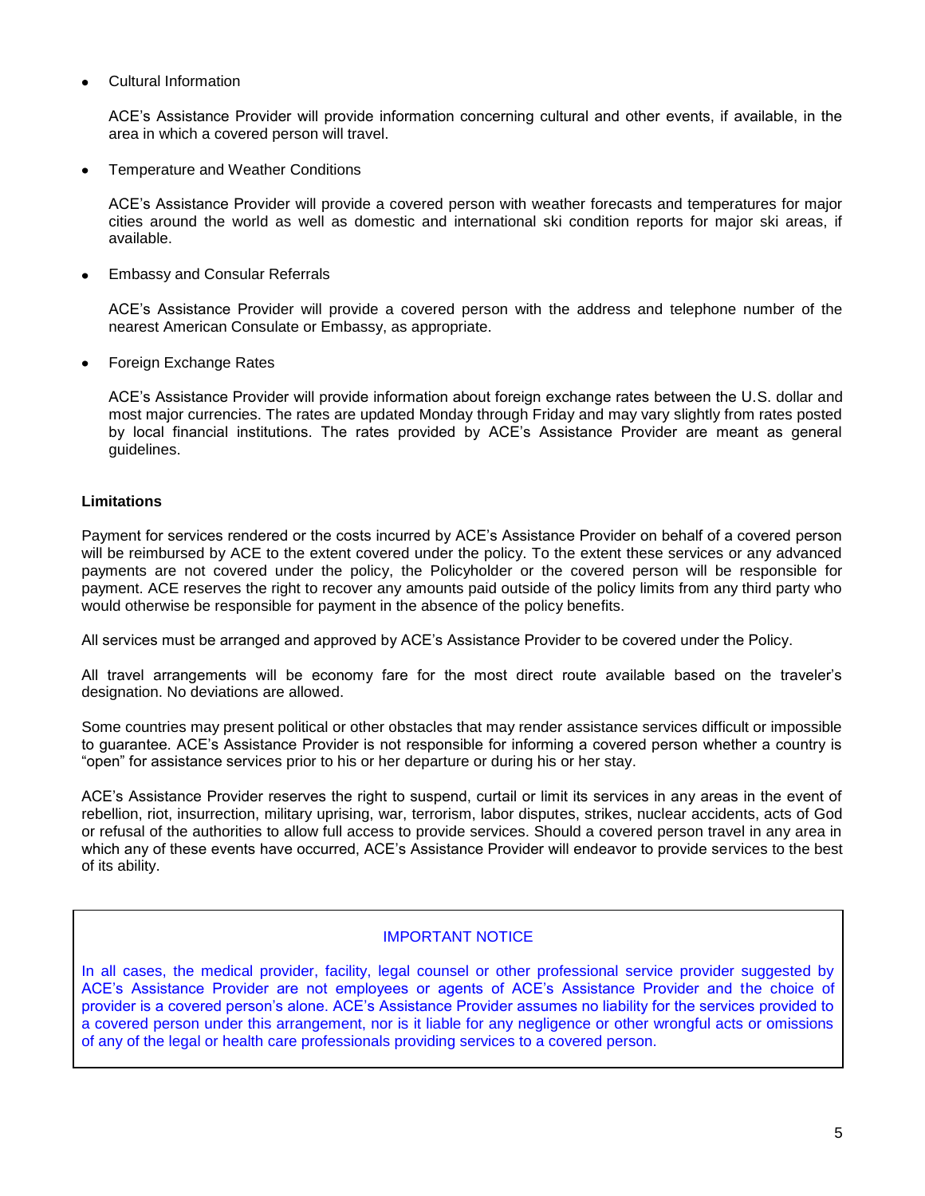- Cultural Information

  ACE's Assistance Provider will provide information concerning cultural and other events, if available, in the area in which a covered person will travel.

- Temperature and Weather Conditions

  ACE's Assistance Provider will provide a covered person with weather forecasts and temperatures for major cities around the world as well as domestic and international ski condition reports for major ski areas, if available.

- Embassy and Consular Referrals

  ACE's Assistance Provider will provide a covered person with the address and telephone number of the nearest American Consulate or Embassy, as appropriate.

- Foreign Exchange Rates

  ACE's Assistance Provider will provide information about foreign exchange rates between the U.S. dollar and most major currencies. The rates are updated Monday through Friday and may vary slightly from rates posted by local financial institutions. The rates provided by ACE's Assistance Provider are meant as general guidelines.

**Limitations**

Payment for services rendered or the costs incurred by ACE's Assistance Provider on behalf of a covered person will be reimbursed by ACE to the extent covered under the policy. To the extent these services or any advanced payments are not covered under the policy, the Policyholder or the covered person will be responsible for payment. ACE reserves the right to recover any amounts paid outside of the policy limits from any third party who would otherwise be responsible for payment in the absence of the policy benefits.

All services must be arranged and approved by ACE's Assistance Provider to be covered under the Policy.

All travel arrangements will be economy fare for the most direct route available based on the traveler's designation. No deviations are allowed.

Some countries may present political or other obstacles that may render assistance services difficult or impossible to guarantee. ACE's Assistance Provider is not responsible for informing a covered person whether a country is "open" for assistance services prior to his or her departure or during his or her stay.

ACE's Assistance Provider reserves the right to suspend, curtail or limit its services in any areas in the event of rebellion, riot, insurrection, military uprising, war, terrorism, labor disputes, strikes, nuclear accidents, acts of God or refusal of the authorities to allow full access to provide services. Should a covered person travel in any area in which any of these events have occurred, ACE's Assistance Provider will endeavor to provide services to the best of its ability.

IMPORTANT NOTICE

In all cases, the medical provider, facility, legal counsel or other professional service provider suggested by ACE's Assistance Provider are not employees or agents of ACE's Assistance Provider and the choice of provider is a covered person's alone. ACE's Assistance Provider assumes no liability for the services provided to a covered person under this arrangement, nor is it liable for any negligence or other wrongful acts or omissions of any of the legal or health care professionals providing services to a covered person.